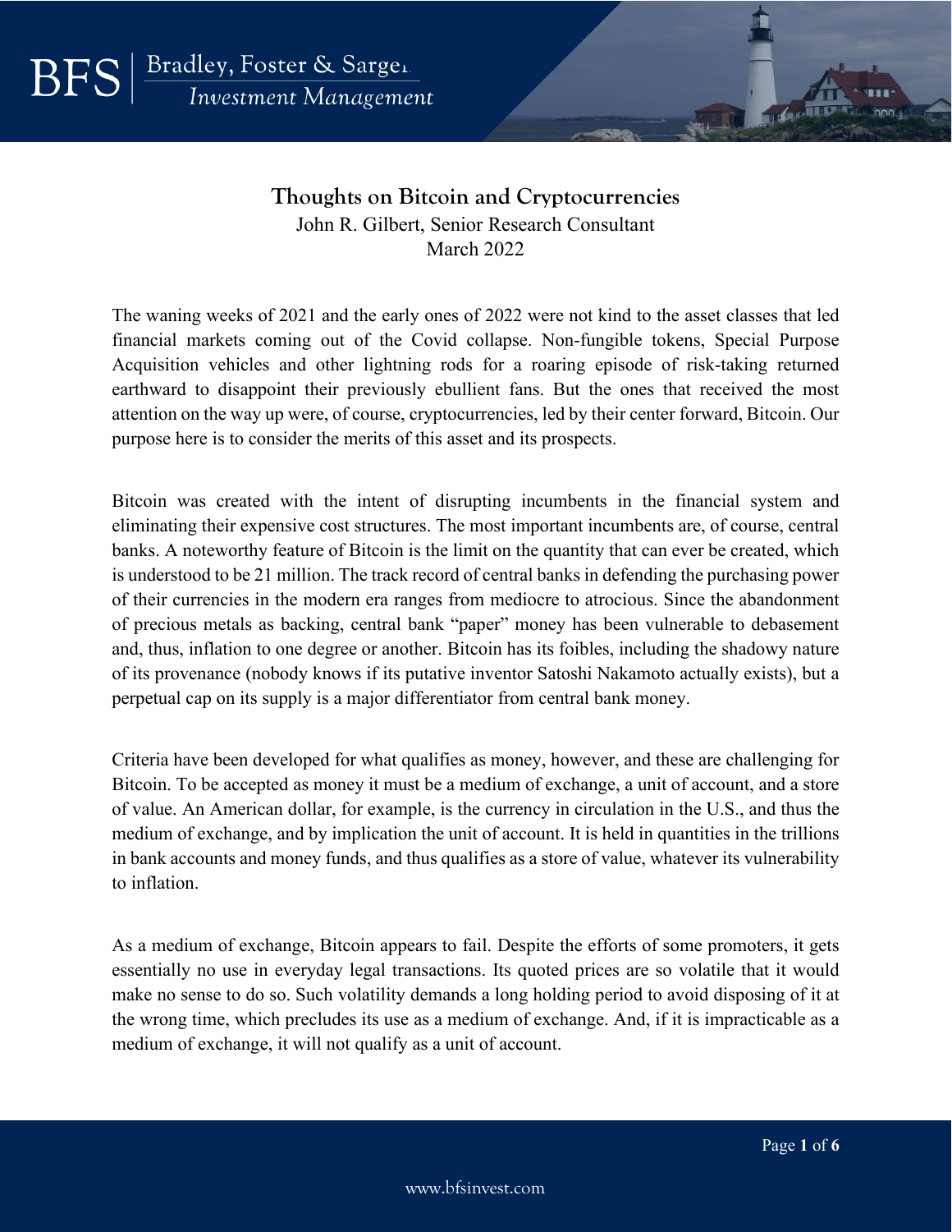# Thoughts on Bitcoin and Cryptocurrencies

John R. Gilbert, Senior Research Consultant
March 2022

The waning weeks of 2021 and the early ones of 2022 were not kind to the asset classes that led financial markets coming out of the Covid collapse. Non-fungible tokens, Special Purpose Acquisition vehicles and other lightning rods for a roaring episode of risk-taking returned earthward to disappoint their previously ebullient fans. But the ones that received the most attention on the way up were, of course, cryptocurrencies, led by their center forward, Bitcoin. Our purpose here is to consider the merits of this asset and its prospects.

Bitcoin was created with the intent of disrupting incumbents in the financial system and eliminating their expensive cost structures. The most important incumbents are, of course, central banks. A noteworthy feature of Bitcoin is the limit on the quantity that can ever be created, which is understood to be 21 million. The track record of central banks in defending the purchasing power of their currencies in the modern era ranges from mediocre to atrocious. Since the abandonment of precious metals as backing, central bank "paper" money has been vulnerable to debasement and, thus, inflation to one degree or another. Bitcoin has its foibles, including the shadowy nature of its provenance (nobody knows if its putative inventor Satoshi Nakamoto actually exists), but a perpetual cap on its supply is a major differentiator from central bank money.

Criteria have been developed for what qualifies as money, however, and these are challenging for Bitcoin. To be accepted as money it must be a medium of exchange, a unit of account, and a store of value. An American dollar, for example, is the currency in circulation in the U.S., and thus the medium of exchange, and by implication the unit of account. It is held in quantities in the trillions in bank accounts and money funds, and thus qualifies as a store of value, whatever its vulnerability to inflation.

As a medium of exchange, Bitcoin appears to fail. Despite the efforts of some promoters, it gets essentially no use in everyday legal transactions. Its quoted prices are so volatile that it would make no sense to do so. Such volatility demands a long holding period to avoid disposing of it at the wrong time, which precludes its use as a medium of exchange. And, if it is impracticable as a medium of exchange, it will not qualify as a unit of account.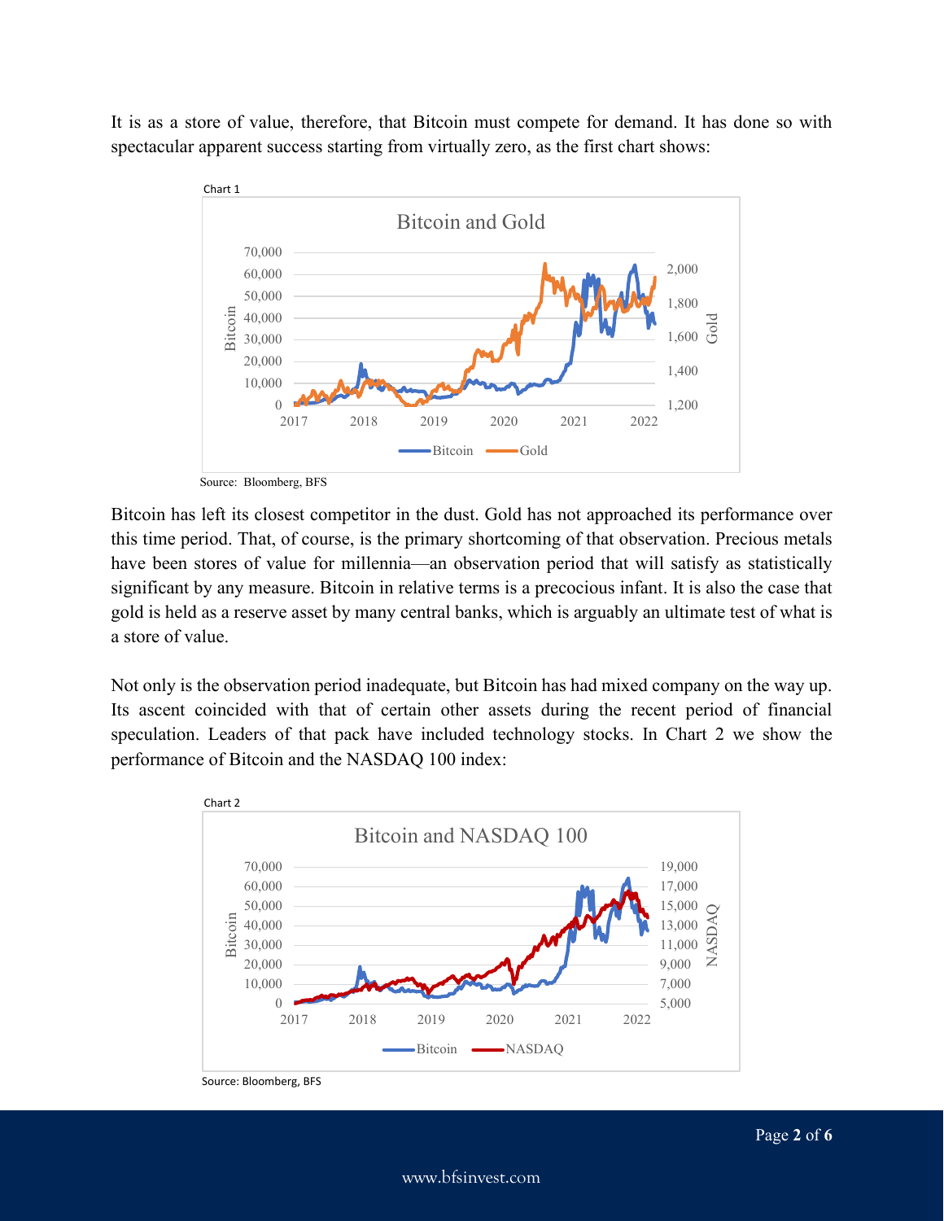It is as a store of value, therefore, that Bitcoin must compete for demand. It has done so with spectacular apparent success starting from virtually zero, as the first chart shows:

Chart 1

Source: Bloomberg, BFS

Bitcoin has left its closest competitor in the dust. Gold has not approached its performance over this time period. That, of course, is the primary shortcoming of that observation. Precious metals have been stores of value for millennia—an observation period that will satisfy as statistically significant by any measure. Bitcoin in relative terms is a precocious infant. It is also the case that gold is held as a reserve asset by many central banks, which is arguably an ultimate test of what is a store of value.

Not only is the observation period inadequate, but Bitcoin has had mixed company on the way up. Its ascent coincided with that of certain other assets during the recent period of financial speculation. Leaders of that pack have included technology stocks. In Chart 2 we show the performance of Bitcoin and the NASDAQ 100 index:

Chart 2

Source: Bloomberg, BFS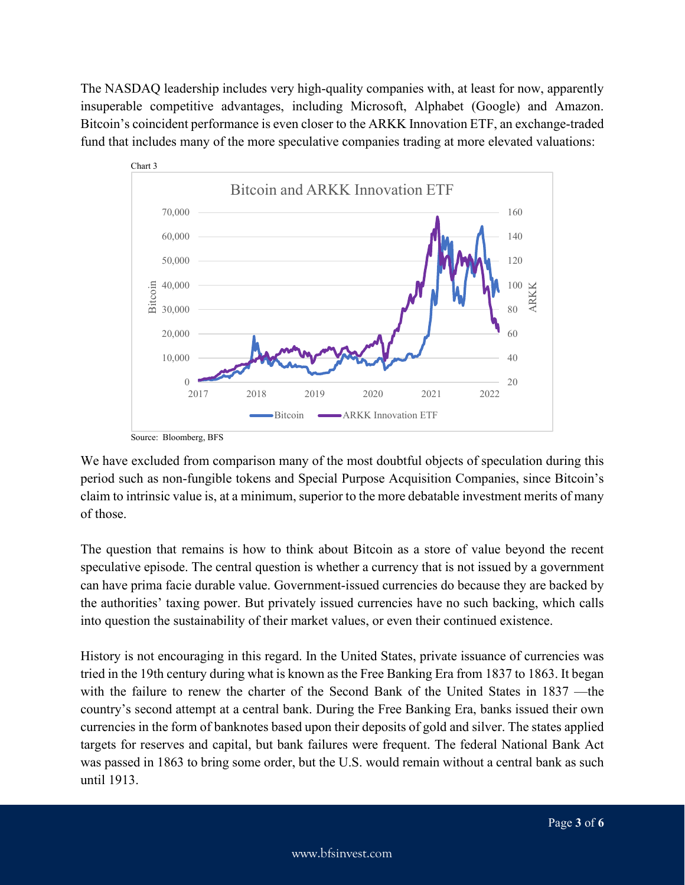The NASDAQ leadership includes very high-quality companies with, at least for now, apparently insuperable competitive advantages, including Microsoft, Alphabet (Google) and Amazon. Bitcoin's coincident performance is even closer to the ARKK Innovation ETF, an exchange-traded fund that includes many of the more speculative companies trading at more elevated valuations:

Chart 3

Source: Bloomberg, BFS

We have excluded from comparison many of the most doubtful objects of speculation during this period such as non-fungible tokens and Special Purpose Acquisition Companies, since Bitcoin's claim to intrinsic value is, at a minimum, superior to the more debatable investment merits of many of those.

The question that remains is how to think about Bitcoin as a store of value beyond the recent speculative episode. The central question is whether a currency that is not issued by a government can have prima facie durable value. Government-issued currencies do because they are backed by the authorities' taxing power. But privately issued currencies have no such backing, which calls into question the sustainability of their market values, or even their continued existence.

History is not encouraging in this regard. In the United States, private issuance of currencies was tried in the 19th century during what is known as the Free Banking Era from 1837 to 1863. It began with the failure to renew the charter of the Second Bank of the United States in 1837 —the country's second attempt at a central bank. During the Free Banking Era, banks issued their own currencies in the form of banknotes based upon their deposits of gold and silver. The states applied targets for reserves and capital, but bank failures were frequent. The federal National Bank Act was passed in 1863 to bring some order, but the U.S. would remain without a central bank as such until 1913.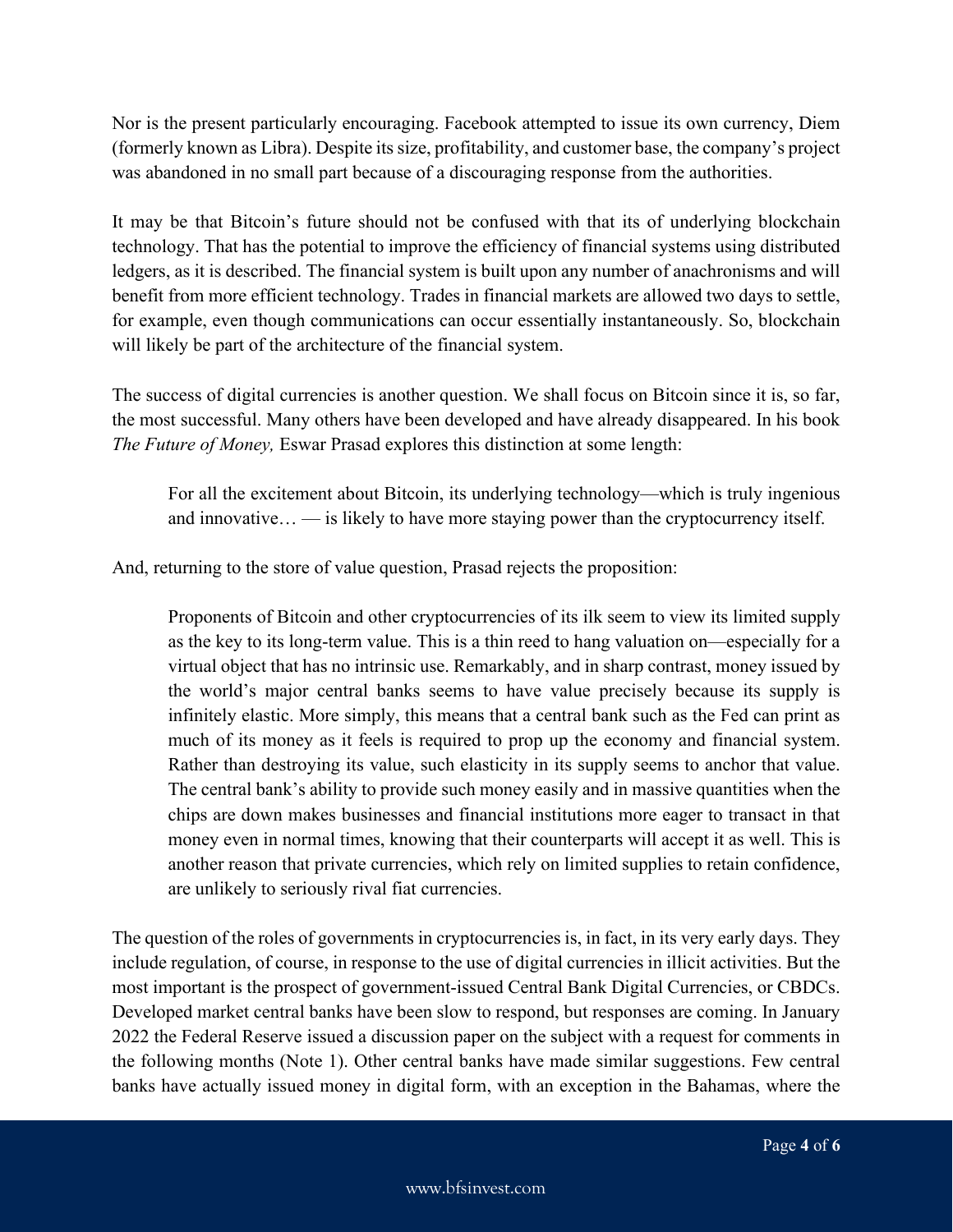Nor is the present particularly encouraging. Facebook attempted to issue its own currency, Diem (formerly known as Libra). Despite its size, profitability, and customer base, the company's project was abandoned in no small part because of a discouraging response from the authorities.

It may be that Bitcoin's future should not be confused with that its of underlying blockchain technology. That has the potential to improve the efficiency of financial systems using distributed ledgers, as it is described. The financial system is built upon any number of anachronisms and will benefit from more efficient technology. Trades in financial markets are allowed two days to settle, for example, even though communications can occur essentially instantaneously. So, blockchain will likely be part of the architecture of the financial system.

The success of digital currencies is another question. We shall focus on Bitcoin since it is, so far, the most successful. Many others have been developed and have already disappeared. In his book *The Future of Money,* Eswar Prasad explores this distinction at some length:

> For all the excitement about Bitcoin, its underlying technology—which is truly ingenious and innovative… — is likely to have more staying power than the cryptocurrency itself.

And, returning to the store of value question, Prasad rejects the proposition:

> Proponents of Bitcoin and other cryptocurrencies of its ilk seem to view its limited supply as the key to its long-term value. This is a thin reed to hang valuation on—especially for a virtual object that has no intrinsic use. Remarkably, and in sharp contrast, money issued by the world's major central banks seems to have value precisely because its supply is infinitely elastic. More simply, this means that a central bank such as the Fed can print as much of its money as it feels is required to prop up the economy and financial system. Rather than destroying its value, such elasticity in its supply seems to anchor that value. The central bank's ability to provide such money easily and in massive quantities when the chips are down makes businesses and financial institutions more eager to transact in that money even in normal times, knowing that their counterparts will accept it as well. This is another reason that private currencies, which rely on limited supplies to retain confidence, are unlikely to seriously rival fiat currencies.

The question of the roles of governments in cryptocurrencies is, in fact, in its very early days. They include regulation, of course, in response to the use of digital currencies in illicit activities. But the most important is the prospect of government-issued Central Bank Digital Currencies, or CBDCs. Developed market central banks have been slow to respond, but responses are coming. In January 2022 the Federal Reserve issued a discussion paper on the subject with a request for comments in the following months (Note 1). Other central banks have made similar suggestions. Few central banks have actually issued money in digital form, with an exception in the Bahamas, where the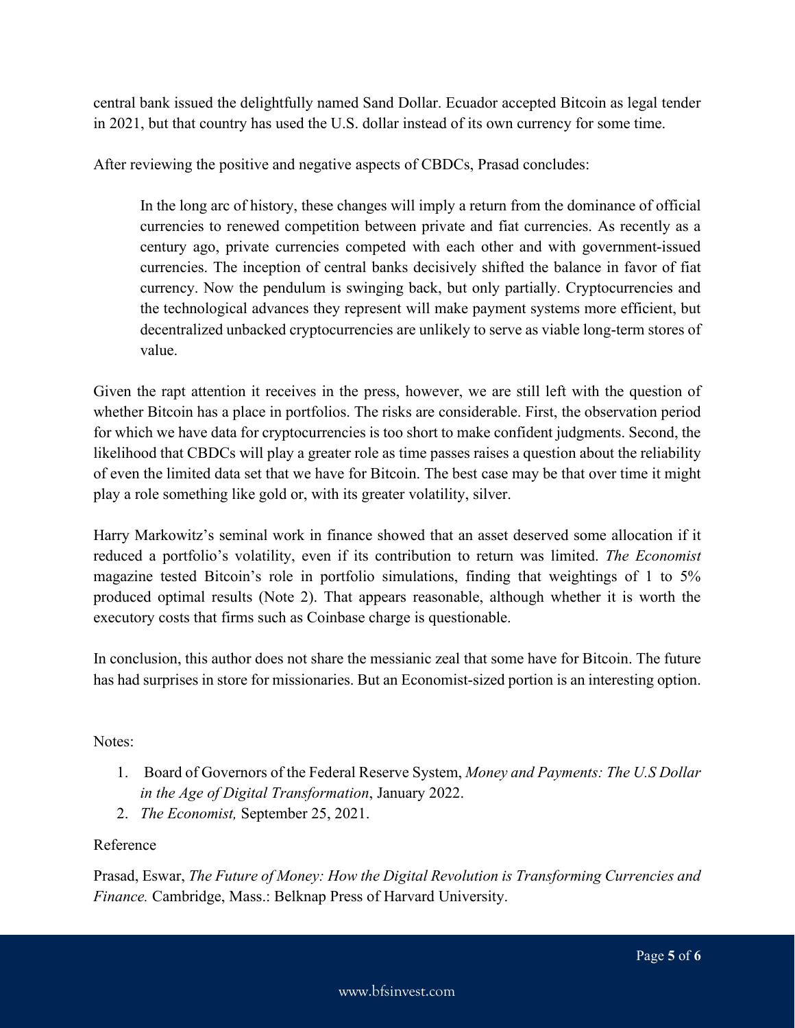central bank issued the delightfully named Sand Dollar. Ecuador accepted Bitcoin as legal tender in 2021, but that country has used the U.S. dollar instead of its own currency for some time.

After reviewing the positive and negative aspects of CBDCs, Prasad concludes:

> In the long arc of history, these changes will imply a return from the dominance of official currencies to renewed competition between private and fiat currencies. As recently as a century ago, private currencies competed with each other and with government-issued currencies. The inception of central banks decisively shifted the balance in favor of fiat currency. Now the pendulum is swinging back, but only partially. Cryptocurrencies and the technological advances they represent will make payment systems more efficient, but decentralized unbacked cryptocurrencies are unlikely to serve as viable long-term stores of value.

Given the rapt attention it receives in the press, however, we are still left with the question of whether Bitcoin has a place in portfolios. The risks are considerable. First, the observation period for which we have data for cryptocurrencies is too short to make confident judgments. Second, the likelihood that CBDCs will play a greater role as time passes raises a question about the reliability of even the limited data set that we have for Bitcoin. The best case may be that over time it might play a role something like gold or, with its greater volatility, silver.

Harry Markowitz's seminal work in finance showed that an asset deserved some allocation if it reduced a portfolio's volatility, even if its contribution to return was limited. *The Economist* magazine tested Bitcoin's role in portfolio simulations, finding that weightings of 1 to 5% produced optimal results (Note 2). That appears reasonable, although whether it is worth the executory costs that firms such as Coinbase charge is questionable.

In conclusion, this author does not share the messianic zeal that some have for Bitcoin. The future has had surprises in store for missionaries. But an Economist-sized portion is an interesting option.

Notes:

1. Board of Governors of the Federal Reserve System, *Money and Payments: The U.S Dollar in the Age of Digital Transformation*, January 2022.
2. *The Economist,* September 25, 2021.

Reference

Prasad, Eswar, *The Future of Money: How the Digital Revolution is Transforming Currencies and Finance.* Cambridge, Mass.: Belknap Press of Harvard University.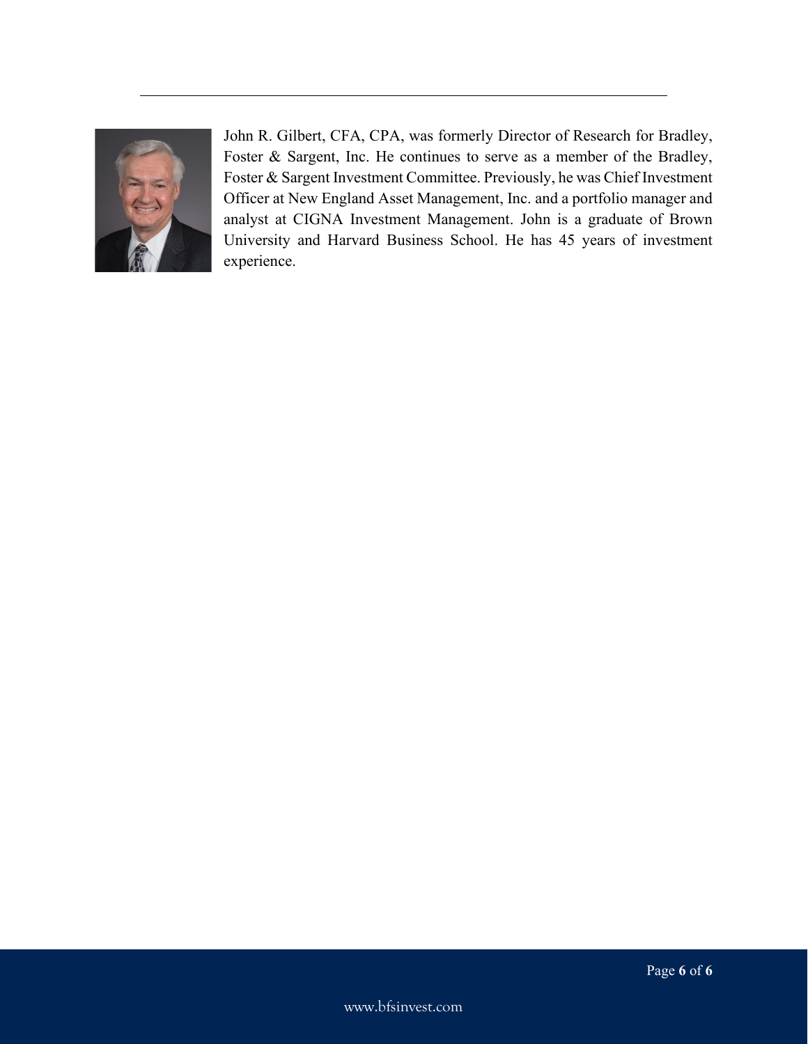John R. Gilbert, CFA, CPA, was formerly Director of Research for Bradley, Foster & Sargent, Inc. He continues to serve as a member of the Bradley, Foster & Sargent Investment Committee. Previously, he was Chief Investment Officer at New England Asset Management, Inc. and a portfolio manager and analyst at CIGNA Investment Management. John is a graduate of Brown University and Harvard Business School. He has 45 years of investment experience.